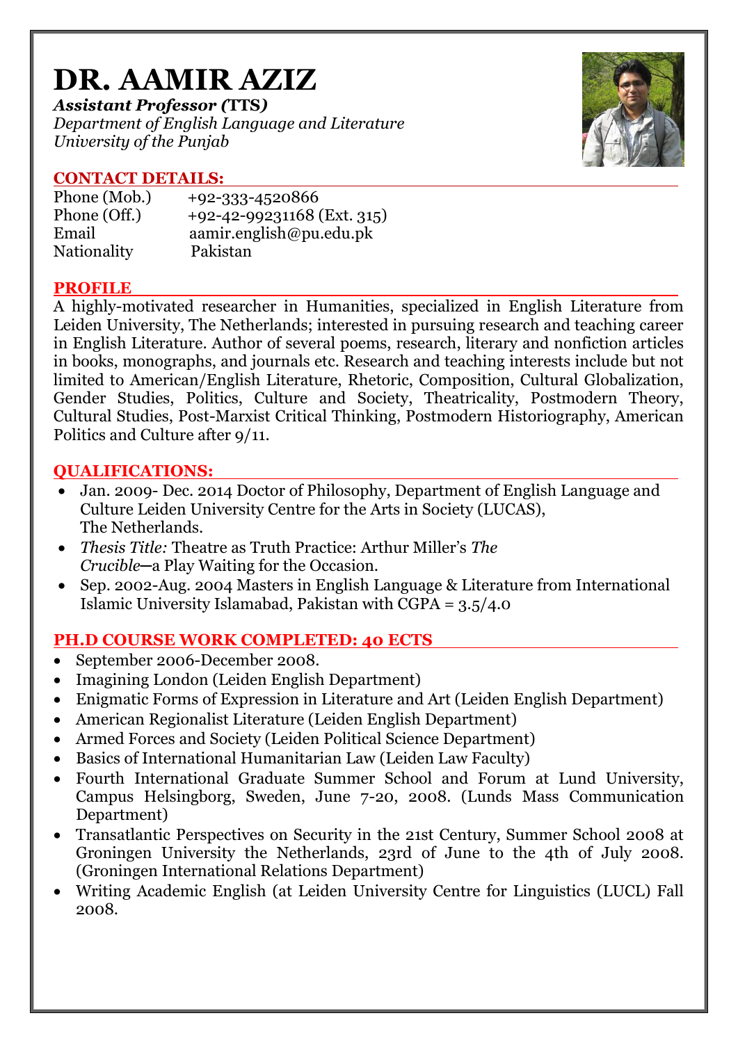# DR. AAMIR AZIZ

***Assistant Professor (*TTS*)***
*Department of English Language and Literature*
*University of the Punjab*

## CONTACT DETAILS:

| | |
|---|---|
| Phone (Mob.) | +92-333-4520866 |
| Phone (Off.) | +92-42-99231168 (Ext. 315) |
| Email | aamir.english@pu.edu.pk |
| Nationality | Pakistan |

## PROFILE

A highly-motivated researcher in Humanities, specialized in English Literature from Leiden University, The Netherlands; interested in pursuing research and teaching career in English Literature. Author of several poems, research, literary and nonfiction articles in books, monographs, and journals etc. Research and teaching interests include but not limited to American/English Literature, Rhetoric, Composition, Cultural Globalization, Gender Studies, Politics, Culture and Society, Theatricality, Postmodern Theory, Cultural Studies, Post-Marxist Critical Thinking, Postmodern Historiography, American Politics and Culture after 9/11.

## QUALIFICATIONS:

- Jan. 2009- Dec. 2014 Doctor of Philosophy, Department of English Language and Culture Leiden University Centre for the Arts in Society (LUCAS), The Netherlands.
- *Thesis Title:* Theatre as Truth Practice: Arthur Miller's *The Crucible*—a Play Waiting for the Occasion.
- Sep. 2002-Aug. 2004 Masters in English Language & Literature from International Islamic University Islamabad, Pakistan with CGPA = 3.5/4.0

## PH.D COURSE WORK COMPLETED: 40 ECTS

- September 2006-December 2008.
- Imagining London (Leiden English Department)
- Enigmatic Forms of Expression in Literature and Art (Leiden English Department)
- American Regionalist Literature (Leiden English Department)
- Armed Forces and Society (Leiden Political Science Department)
- Basics of International Humanitarian Law (Leiden Law Faculty)
- Fourth International Graduate Summer School and Forum at Lund University, Campus Helsingborg, Sweden, June 7-20, 2008. (Lunds Mass Communication Department)
- Transatlantic Perspectives on Security in the 21st Century, Summer School 2008 at Groningen University the Netherlands, 23rd of June to the 4th of July 2008. (Groningen International Relations Department)
- Writing Academic English (at Leiden University Centre for Linguistics (LUCL) Fall 2008.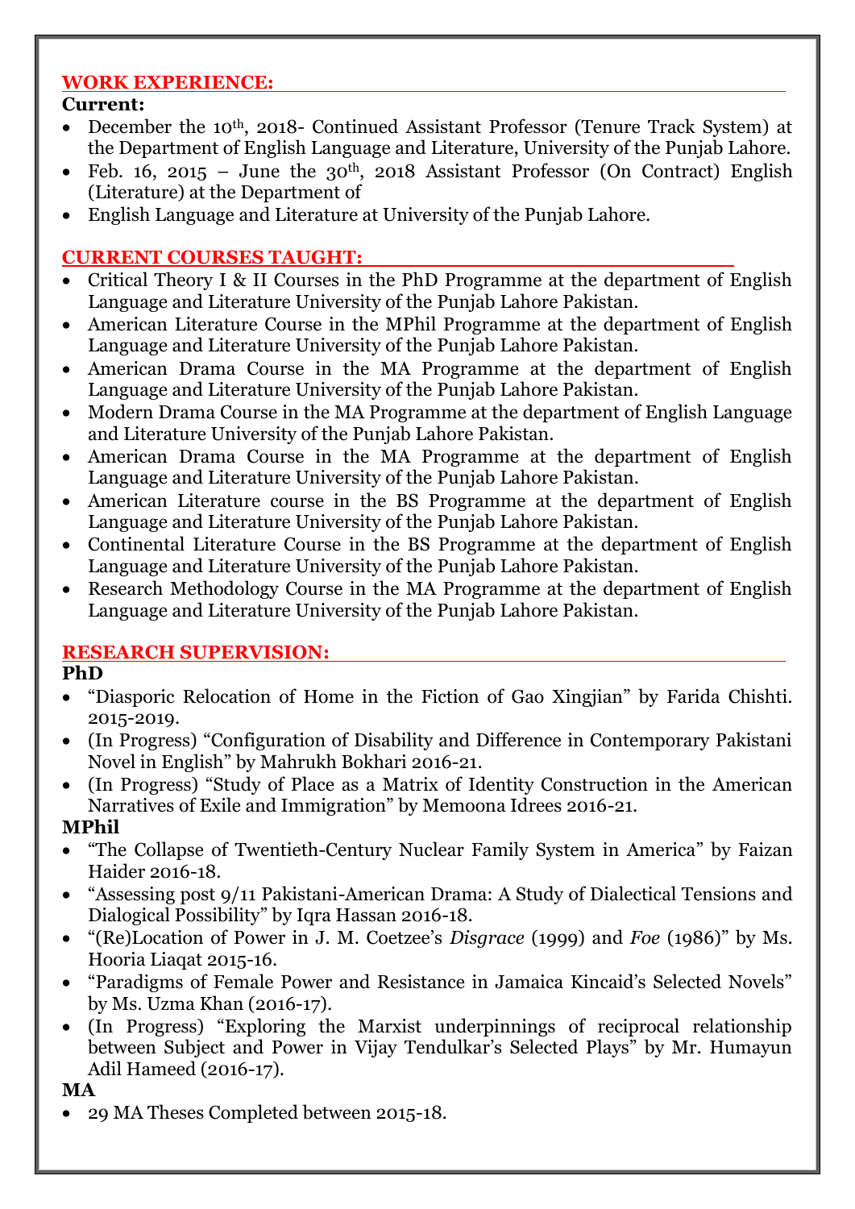## WORK EXPERIENCE:

**Current:**

- December the 10th, 2018- Continued Assistant Professor (Tenure Track System) at the Department of English Language and Literature, University of the Punjab Lahore.
- Feb. 16, 2015 – June the 30th, 2018 Assistant Professor (On Contract) English (Literature) at the Department of
- English Language and Literature at University of the Punjab Lahore.

## CURRENT COURSES TAUGHT:

- Critical Theory I & II Courses in the PhD Programme at the department of English Language and Literature University of the Punjab Lahore Pakistan.
- American Literature Course in the MPhil Programme at the department of English Language and Literature University of the Punjab Lahore Pakistan.
- American Drama Course in the MA Programme at the department of English Language and Literature University of the Punjab Lahore Pakistan.
- Modern Drama Course in the MA Programme at the department of English Language and Literature University of the Punjab Lahore Pakistan.
- American Drama Course in the MA Programme at the department of English Language and Literature University of the Punjab Lahore Pakistan.
- American Literature course in the BS Programme at the department of English Language and Literature University of the Punjab Lahore Pakistan.
- Continental Literature Course in the BS Programme at the department of English Language and Literature University of the Punjab Lahore Pakistan.
- Research Methodology Course in the MA Programme at the department of English Language and Literature University of the Punjab Lahore Pakistan.

## RESEARCH SUPERVISION:

**PhD**

- "Diasporic Relocation of Home in the Fiction of Gao Xingjian" by Farida Chishti. 2015-2019.
- (In Progress) "Configuration of Disability and Difference in Contemporary Pakistani Novel in English" by Mahrukh Bokhari 2016-21.
- (In Progress) "Study of Place as a Matrix of Identity Construction in the American Narratives of Exile and Immigration" by Memoona Idrees 2016-21.

**MPhil**

- "The Collapse of Twentieth-Century Nuclear Family System in America" by Faizan Haider 2016-18.
- "Assessing post 9/11 Pakistani-American Drama: A Study of Dialectical Tensions and Dialogical Possibility" by Iqra Hassan 2016-18.
- "(Re)Location of Power in J. M. Coetzee's *Disgrace* (1999) and *Foe* (1986)" by Ms. Hooria Liaqat 2015-16.
- "Paradigms of Female Power and Resistance in Jamaica Kincaid's Selected Novels" by Ms. Uzma Khan (2016-17).
- (In Progress) "Exploring the Marxist underpinnings of reciprocal relationship between Subject and Power in Vijay Tendulkar's Selected Plays" by Mr. Humayun Adil Hameed (2016-17).

**MA**

- 29 MA Theses Completed between 2015-18.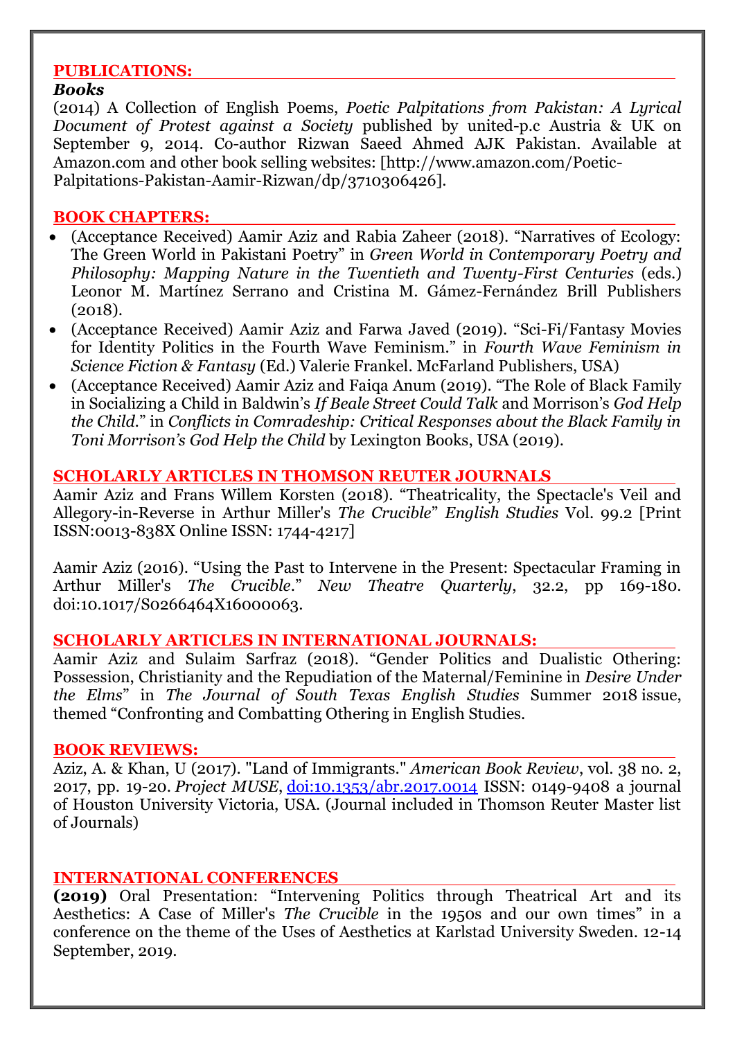## PUBLICATIONS:

### *Books*

(2014) A Collection of English Poems, *Poetic Palpitations from Pakistan: A Lyrical Document of Protest against a Society* published by united-p.c Austria & UK on September 9, 2014. Co-author Rizwan Saeed Ahmed AJK Pakistan. Available at Amazon.com and other book selling websites: [http://www.amazon.com/Poetic-Palpitations-Pakistan-Aamir-Rizwan/dp/3710306426].

## BOOK CHAPTERS:

- (Acceptance Received) Aamir Aziz and Rabia Zaheer (2018). "Narratives of Ecology: The Green World in Pakistani Poetry" in *Green World in Contemporary Poetry and Philosophy: Mapping Nature in the Twentieth and Twenty-First Centuries* (eds.) Leonor M. Martínez Serrano and Cristina M. Gámez-Fernández Brill Publishers (2018).
- (Acceptance Received) Aamir Aziz and Farwa Javed (2019). "Sci-Fi/Fantasy Movies for Identity Politics in the Fourth Wave Feminism." in *Fourth Wave Feminism in Science Fiction & Fantasy* (Ed.) Valerie Frankel. McFarland Publishers, USA)
- (Acceptance Received) Aamir Aziz and Faiqa Anum (2019). "The Role of Black Family in Socializing a Child in Baldwin's *If Beale Street Could Talk* and Morrison's *God Help the Child*." in *Conflicts in Comradeship: Critical Responses about the Black Family in Toni Morrison's God Help the Child* by Lexington Books, USA (2019).

## SCHOLARLY ARTICLES IN THOMSON REUTER JOURNALS

Aamir Aziz and Frans Willem Korsten (2018). "Theatricality, the Spectacle's Veil and Allegory-in-Reverse in Arthur Miller's *The Crucible*" *English Studies* Vol. 99.2 [Print ISSN:0013-838X Online ISSN: 1744-4217]

Aamir Aziz (2016). "Using the Past to Intervene in the Present: Spectacular Framing in Arthur Miller's *The Crucible*." *New Theatre Quarterly*, 32.2, pp 169-180. doi:10.1017/S0266464X16000063.

## SCHOLARLY ARTICLES IN INTERNATIONAL JOURNALS:

Aamir Aziz and Sulaim Sarfraz (2018). "Gender Politics and Dualistic Othering: Possession, Christianity and the Repudiation of the Maternal/Feminine in *Desire Under the Elms*" in *The Journal of South Texas English Studies* Summer 2018 issue, themed "Confronting and Combatting Othering in English Studies.

## BOOK REVIEWS:

Aziz, A. & Khan, U (2017). "Land of Immigrants." *American Book Review*, vol. 38 no. 2, 2017, pp. 19-20. *Project MUSE*, doi:10.1353/abr.2017.0014 ISSN: 0149-9408 a journal of Houston University Victoria, USA. (Journal included in Thomson Reuter Master list of Journals)

## INTERNATIONAL CONFERENCES

**(2019)** Oral Presentation: "Intervening Politics through Theatrical Art and its Aesthetics: A Case of Miller's *The Crucible* in the 1950s and our own times" in a conference on the theme of the Uses of Aesthetics at Karlstad University Sweden. 12-14 September, 2019.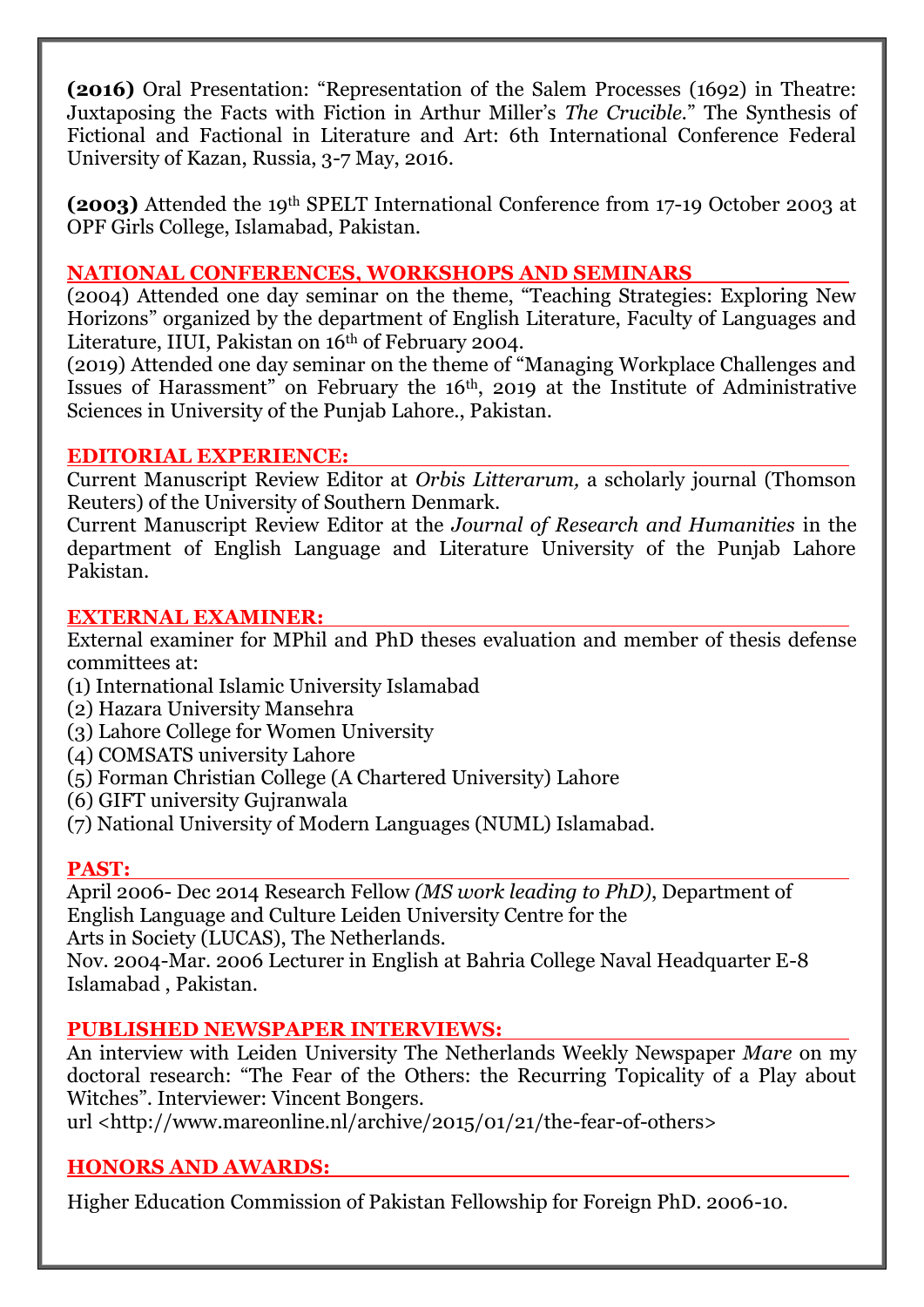**(2016)** Oral Presentation: "Representation of the Salem Processes (1692) in Theatre: Juxtaposing the Facts with Fiction in Arthur Miller's *The Crucible*." The Synthesis of Fictional and Factional in Literature and Art: 6th International Conference Federal University of Kazan, Russia, 3-7 May, 2016.

**(2003)** Attended the 19th SPELT International Conference from 17-19 October 2003 at OPF Girls College, Islamabad, Pakistan.

## NATIONAL CONFERENCES, WORKSHOPS AND SEMINARS

(2004) Attended one day seminar on the theme, "Teaching Strategies: Exploring New Horizons" organized by the department of English Literature, Faculty of Languages and Literature, IIUI, Pakistan on 16th of February 2004.
(2019) Attended one day seminar on the theme of "Managing Workplace Challenges and Issues of Harassment" on February the 16th, 2019 at the Institute of Administrative Sciences in University of the Punjab Lahore., Pakistan.

## EDITORIAL EXPERIENCE:

Current Manuscript Review Editor at *Orbis Litterarum,* a scholarly journal (Thomson Reuters) of the University of Southern Denmark.
Current Manuscript Review Editor at the *Journal of Research and Humanities* in the department of English Language and Literature University of the Punjab Lahore Pakistan.

## EXTERNAL EXAMINER:

External examiner for MPhil and PhD theses evaluation and member of thesis defense committees at:
(1) International Islamic University Islamabad
(2) Hazara University Mansehra
(3) Lahore College for Women University
(4) COMSATS university Lahore
(5) Forman Christian College (A Chartered University) Lahore
(6) GIFT university Gujranwala
(7) National University of Modern Languages (NUML) Islamabad.

## PAST:

April 2006- Dec 2014 Research Fellow *(MS work leading to PhD)*, Department of English Language and Culture Leiden University Centre for the Arts in Society (LUCAS), The Netherlands.
Nov. 2004-Mar. 2006 Lecturer in English at Bahria College Naval Headquarter E-8 Islamabad , Pakistan.

## PUBLISHED NEWSPAPER INTERVIEWS:

An interview with Leiden University The Netherlands Weekly Newspaper *Mare* on my doctoral research: "The Fear of the Others: the Recurring Topicality of a Play about Witches". Interviewer: Vincent Bongers.
url <http://www.mareonline.nl/archive/2015/01/21/the-fear-of-others>

## HONORS AND AWARDS:

Higher Education Commission of Pakistan Fellowship for Foreign PhD. 2006-10.